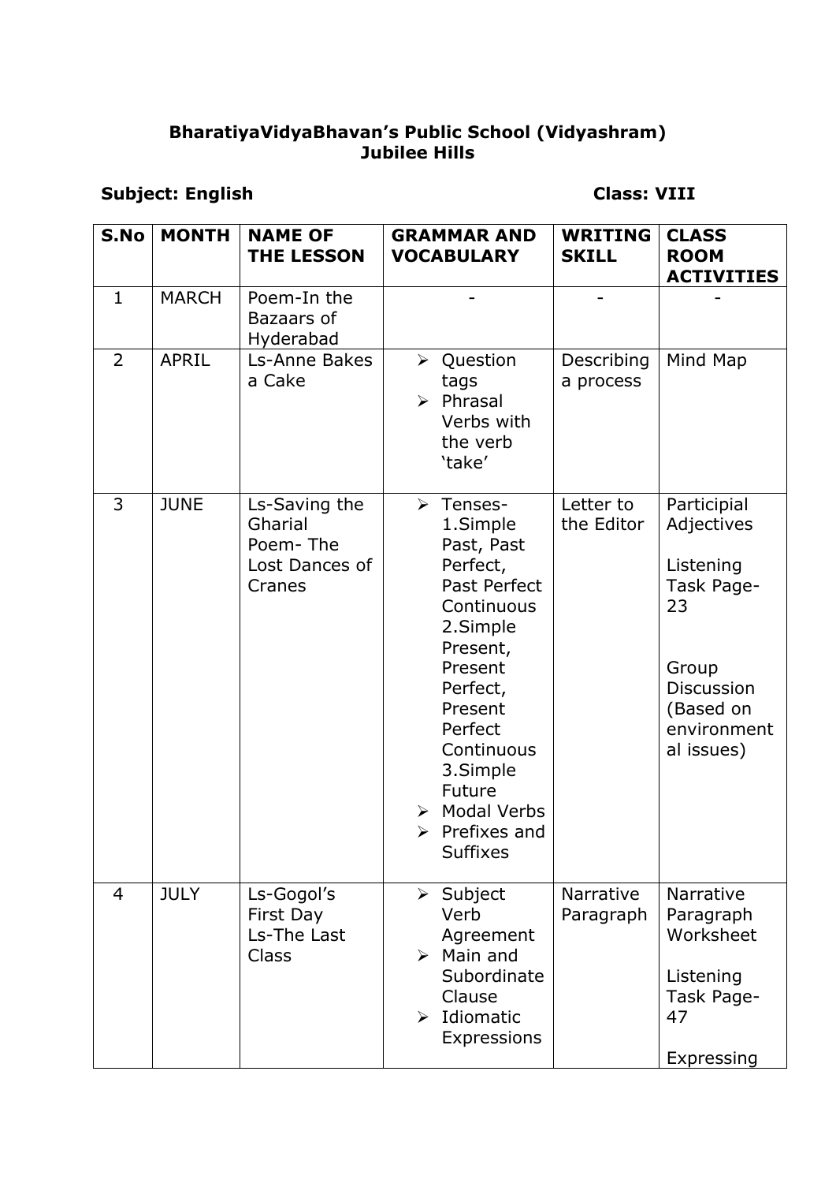**BharatiyaVidyaBhavan's Public School (Vidyashram)**
**Jubilee Hills**

**Subject: English** **Class: VIII**

| S.No | MONTH | NAME OF THE LESSON | GRAMMAR AND VOCABULARY | WRITING SKILL | CLASS ROOM ACTIVITIES |
|---|---|---|---|---|---|
| 1 | MARCH | Poem-In the Bazaars of Hyderabad | - | - | - |
| 2 | APRIL | Ls-Anne Bakes a Cake | ➢ Question tags<br>➢ Phrasal Verbs with the verb 'take' | Describing a process | Mind Map |
| 3 | JUNE | Ls-Saving the Gharial<br>Poem- The Lost Dances of Cranes | ➢ Tenses-<br>1.Simple Past, Past Perfect, Past Perfect Continuous<br>2.Simple Present, Present Perfect, Present Perfect Continuous<br>3.Simple Future<br>➢ Modal Verbs<br>➢ Prefixes and Suffixes | Letter to the Editor | Participial Adjectives<br><br>Listening Task Page-23<br><br>Group Discussion (Based on environmental issues) |
| 4 | JULY | Ls-Gogol's First Day<br>Ls-The Last Class | ➢ Subject Verb Agreement<br>➢ Main and Subordinate Clause<br>➢ Idiomatic Expressions | Narrative Paragraph | Narrative Paragraph Worksheet<br><br>Listening Task Page-47<br><br>Expressing |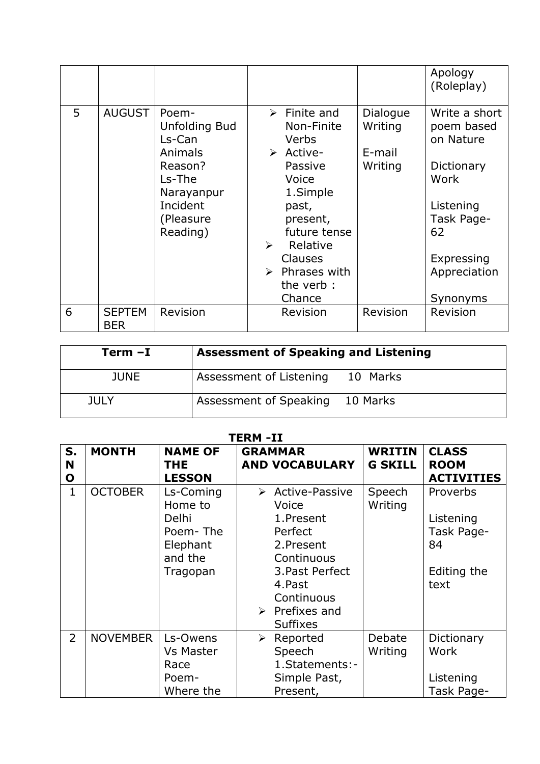| | | | | | Apology (Roleplay) |
|---|---|---|---|---|---|
| 5 | AUGUST | Poem- Unfolding Bud<br>Ls-Can Animals Reason?<br>Ls-The Narayanpur Incident (Pleasure Reading) | ➢ Finite and Non-Finite Verbs<br>➢ Active-Passive Voice 1.Simple past, present, future tense<br>➢ Relative Clauses<br>➢ Phrases with the verb : Chance | Dialogue Writing<br><br>E-mail Writing | Write a short poem based on Nature<br><br>Dictionary Work<br><br>Listening Task Page-62<br><br>Expressing Appreciation<br><br>Synonyms |
| 6 | SEPTEMBER | Revision | Revision | Revision | Revision |

| Term –I | Assessment of Speaking and Listening |
|---|---|
| JUNE | Assessment of Listening 10 Marks |
| JULY | Assessment of Speaking 10 Marks |

**TERM -II**

| S. NO | MONTH | NAME OF THE LESSON | GRAMMAR AND VOCABULARY | WRITING SKILL | CLASS ROOM ACTIVITIES |
|---|---|---|---|---|---|
| 1 | OCTOBER | Ls-Coming Home to Delhi<br>Poem- The Elephant and the Tragopan | ➢ Active-Passive Voice 1.Present Perfect 2.Present Continuous 3.Past Perfect 4.Past Continuous<br>➢ Prefixes and Suffixes | Speech Writing | Proverbs<br><br>Listening Task Page-84<br><br>Editing the text |
| 2 | NOVEMBER | Ls-Owens Vs Master Race<br>Poem- Where the | ➢ Reported Speech 1.Statements:- Simple Past, Present, | Debate Writing | Dictionary Work<br><br>Listening Task Page- |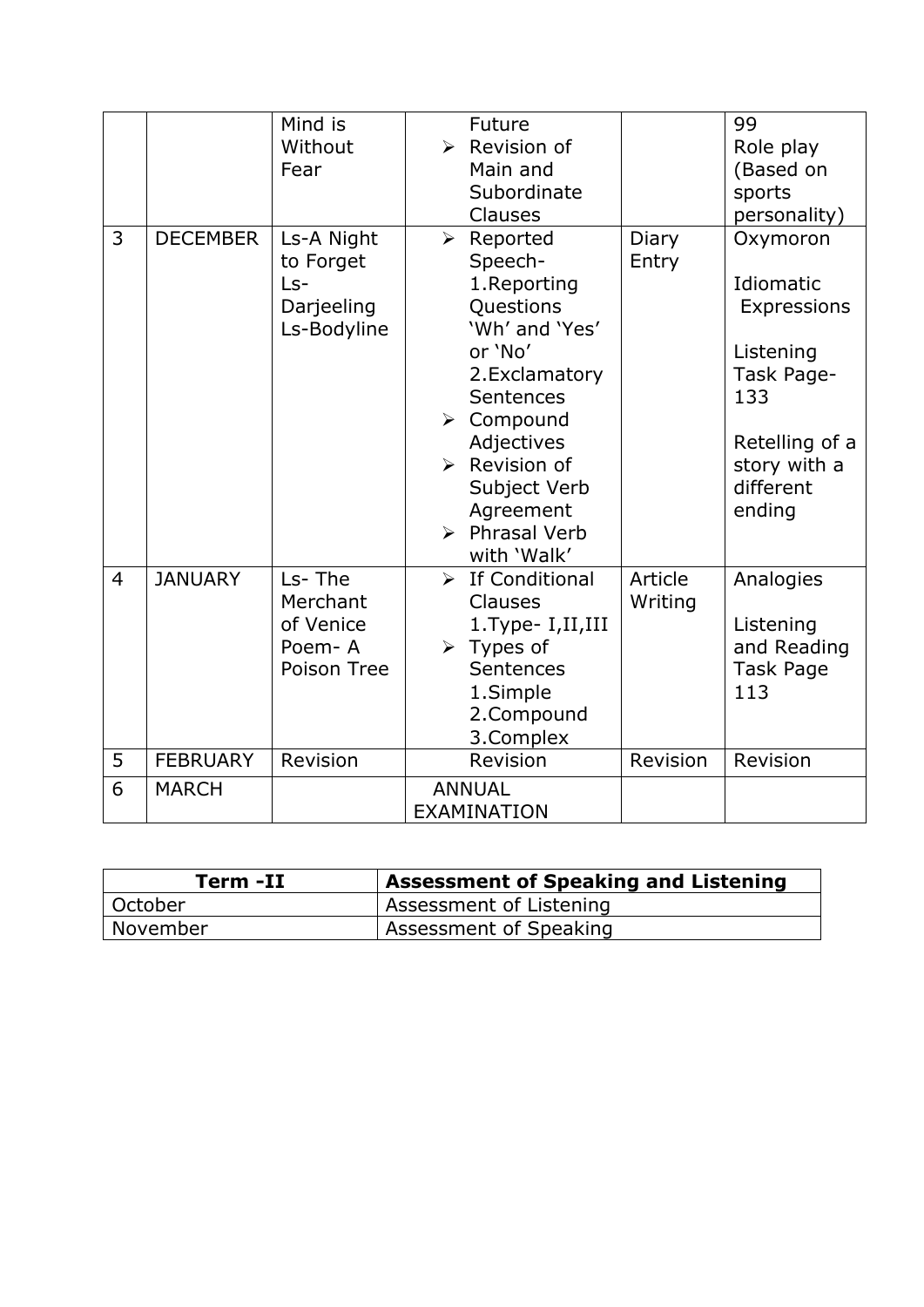| | | | | | |
|---|---|---|---|---|---|
| | | Mind is Without Fear | Future<br>➢ Revision of Main and Subordinate Clauses | | 99<br>Role play (Based on sports personality) |
| 3 | DECEMBER | Ls-A Night to Forget<br>Ls-Darjeeling<br>Ls-Bodyline | ➢ Reported Speech-<br>1.Reporting Questions 'Wh' and 'Yes' or 'No'<br>2.Exclamatory Sentences<br>➢ Compound Adjectives<br>➢ Revision of Subject Verb Agreement<br>➢ Phrasal Verb with 'Walk' | Diary Entry | Oxymoron<br><br>Idiomatic Expressions<br><br>Listening Task Page-133<br><br>Retelling of a story with a different ending |
| 4 | JANUARY | Ls- The Merchant of Venice<br>Poem- A Poison Tree | ➢ If Conditional Clauses<br>1.Type- I,II,III<br>➢ Types of Sentences<br>1.Simple<br>2.Compound<br>3.Complex | Article Writing | Analogies<br><br>Listening and Reading Task Page 113 |
| 5 | FEBRUARY | Revision | Revision | Revision | Revision |
| 6 | MARCH | | ANNUAL EXAMINATION | | |

| Term -II | Assessment of Speaking and Listening |
|---|---|
| October | Assessment of Listening |
| November | Assessment of Speaking |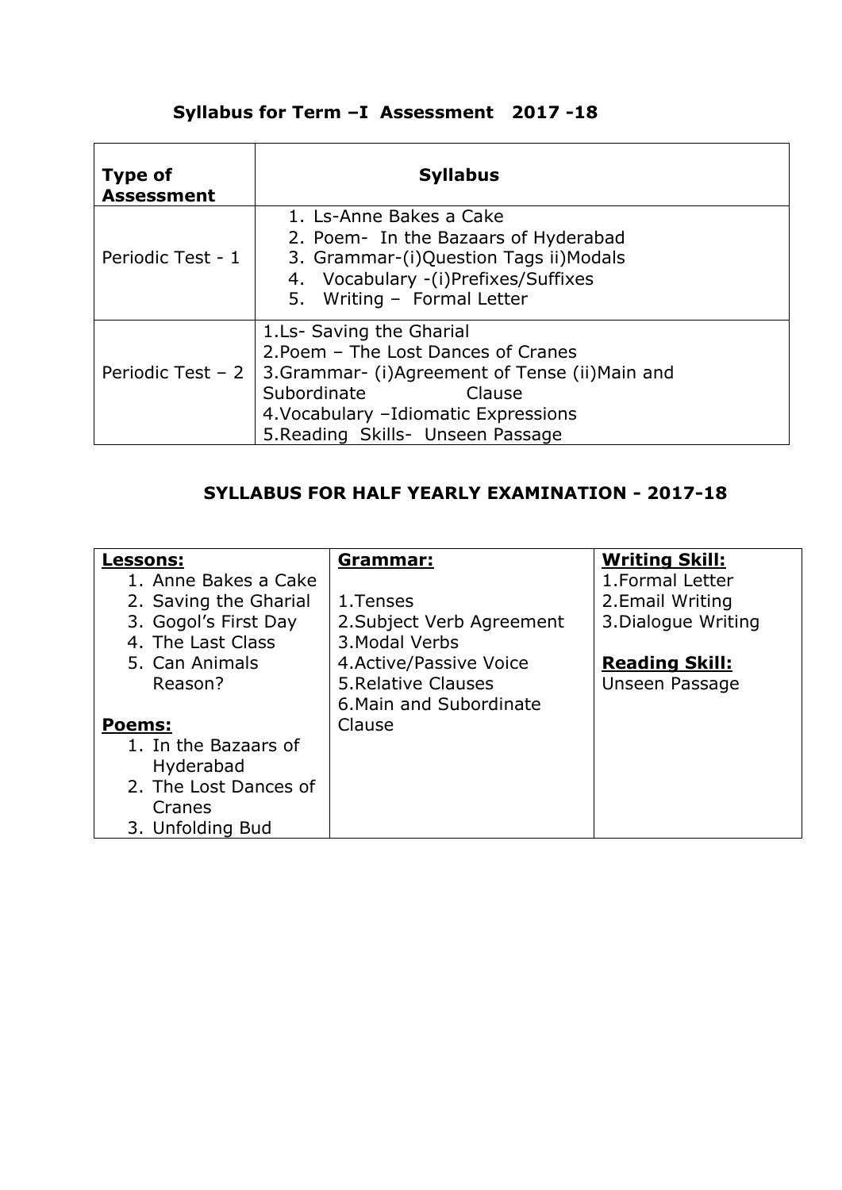## Syllabus for Term –I Assessment 2017 -18

| Type of Assessment | Syllabus |
|---|---|
| Periodic Test - 1 | 1. Ls-Anne Bakes a Cake<br>2. Poem- In the Bazaars of Hyderabad<br>3. Grammar-(i)Question Tags ii)Modals<br>4. Vocabulary -(i)Prefixes/Suffixes<br>5. Writing – Formal Letter |
| Periodic Test – 2 | 1.Ls- Saving the Gharial<br>2.Poem – The Lost Dances of Cranes<br>3.Grammar- (i)Agreement of Tense (ii)Main and Subordinate Clause<br>4.Vocabulary –Idiomatic Expressions<br>5.Reading Skills- Unseen Passage |

## SYLLABUS FOR HALF YEARLY EXAMINATION - 2017-18

| **Lessons:** | **Grammar:** | **Writing Skill:** |
|---|---|---|
| 1. Anne Bakes a Cake<br>2. Saving the Gharial<br>3. Gogol's First Day<br>4. The Last Class<br>5. Can Animals Reason?<br><br>**Poems:**<br>1. In the Bazaars of Hyderabad<br>2. The Lost Dances of Cranes<br>3. Unfolding Bud | 1.Tenses<br>2.Subject Verb Agreement<br>3.Modal Verbs<br>4.Active/Passive Voice<br>5.Relative Clauses<br>6.Main and Subordinate Clause | 1.Formal Letter<br>2.Email Writing<br>3.Dialogue Writing<br><br>**Reading Skill:**<br>Unseen Passage |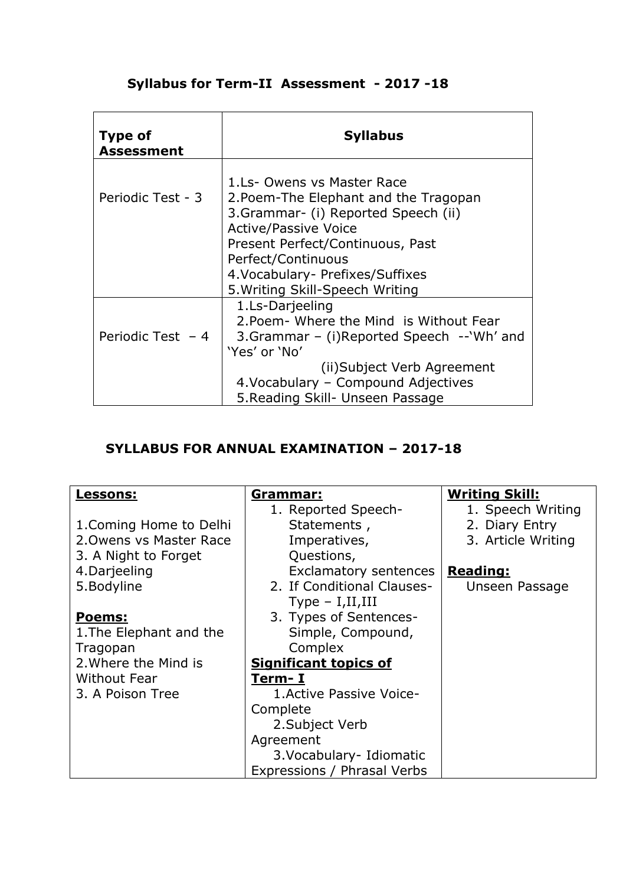## Syllabus for Term-II Assessment - 2017 -18

| Type of Assessment | Syllabus |
|---|---|
| Periodic Test - 3 | 1.Ls- Owens vs Master Race<br>2.Poem-The Elephant and the Tragopan<br>3.Grammar- (i) Reported Speech (ii) Active/Passive Voice<br>Present Perfect/Continuous, Past Perfect/Continuous<br>4.Vocabulary- Prefixes/Suffixes<br>5.Writing Skill-Speech Writing |
| Periodic Test – 4 | 1.Ls-Darjeeling<br>2.Poem- Where the Mind is Without Fear<br>3.Grammar – (i)Reported Speech --'Wh' and 'Yes' or 'No'<br>(ii)Subject Verb Agreement<br>4.Vocabulary – Compound Adjectives<br>5.Reading Skill- Unseen Passage |

## SYLLABUS FOR ANNUAL EXAMINATION – 2017-18

| **Lessons:** | **Grammar:** | **Writing Skill:** |
|---|---|---|
| 1.Coming Home to Delhi<br>2.Owens vs Master Race<br>3. A Night to Forget<br>4.Darjeeling<br>5.Bodyline<br><br>**Poems:**<br>1.The Elephant and the Tragopan<br>2.Where the Mind is Without Fear<br>3. A Poison Tree | 1. Reported Speech- Statements , Imperatives, Questions, Exclamatory sentences<br>2. If Conditional Clauses- Type – I,II,III<br>3. Types of Sentences- Simple, Compound, Complex<br>**Significant topics of Term- I**<br>1.Active Passive Voice- Complete<br>2.Subject Verb Agreement<br>3.Vocabulary- Idiomatic Expressions / Phrasal Verbs | 1. Speech Writing<br>2. Diary Entry<br>3. Article Writing<br><br>**Reading:**<br>Unseen Passage |